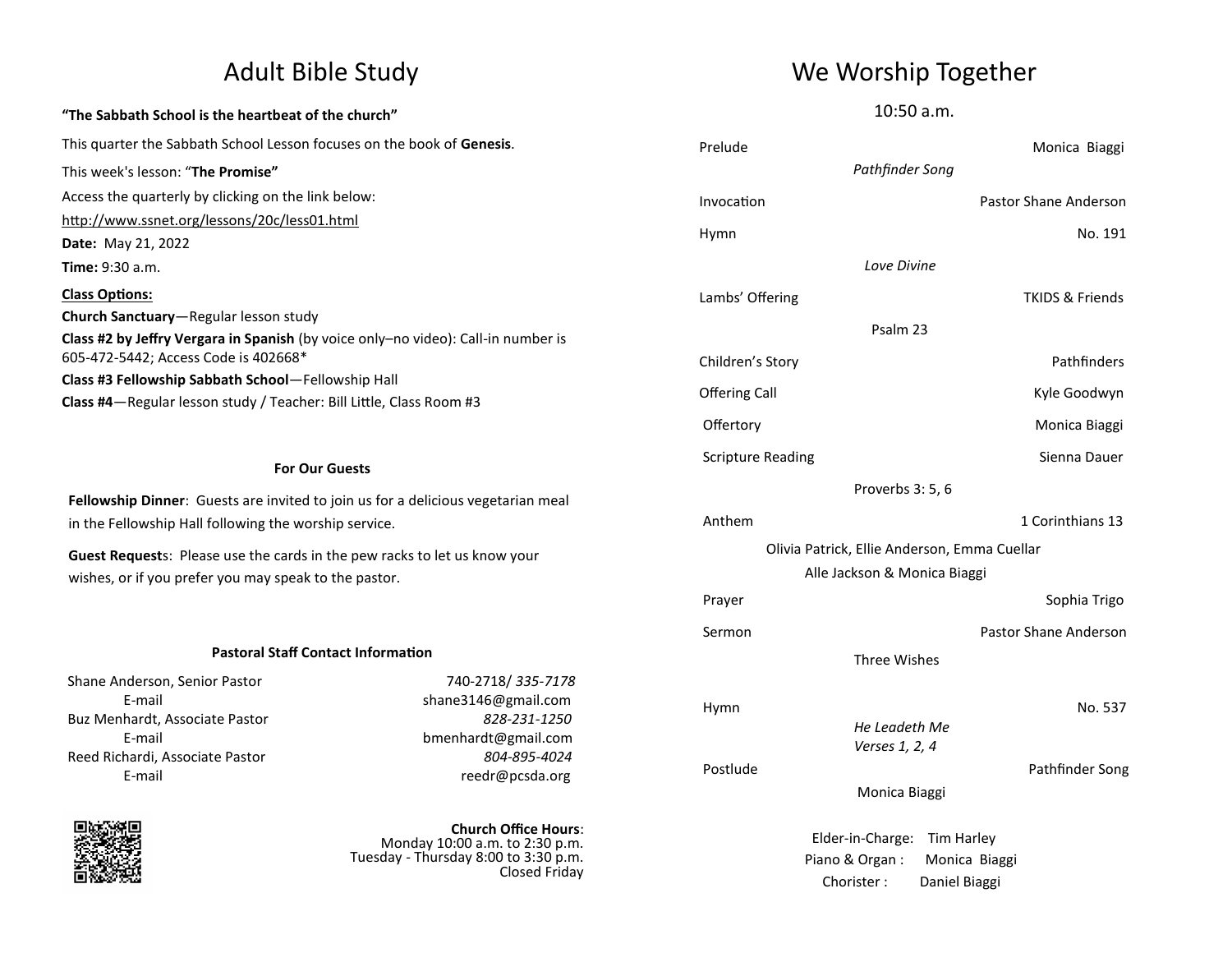# Adult Bible Study

**"The Sabbath School is the heartbeat of the church"**

This quarter the Sabbath School Lesson focuses on the book of **Genesis**.

This week's lesson: "**The Promise"**

Access the quarterly by clicking on the link below:

http://www.ssnet.org/lessons/20c/less01.html

**Date:** May 21, 2022

**Time:** 9:30 a.m.

**Class Options:**

**Church Sanctuary**—Regular lesson study

**Class #2 by Jeffry Vergara in Spanish** (by voice only–no video): Call-in number is 605-472-5442; Access Code is 402668*

**Class #3 Fellowship Sabbath School**—Fellowship Hall

**Class #4**—Regular lesson study / Teacher: Bill Little, Class Room #3

### For Our Guests

**Fellowship Dinner**: Guests are invited to join us for a delicious vegetarian meal in the Fellowship Hall following the worship service.

**Guest Request**s: Please use the cards in the pew racks to let us know your wishes, or if you prefer you may speak to the pastor.

### Pastoral Staff Contact Information

| | |
|---|---|
| Shane Anderson, Senior Pastor | 740-2718/ *335-7178* |
| E-mail | shane3146@gmail.com |
| Buz Menhardt, Associate Pastor | *828-231-1250* |
| E-mail | bmenhardt@gmail.com |
| Reed Richardi, Associate Pastor | *804-895-4024* |
| E-mail | reedr@pcsda.org |

**Church Office Hours**:
Monday 10:00 a.m. to 2:30 p.m.
Tuesday - Thursday 8:00 to 3:30 p.m.
Closed Friday

# We Worship Together

10:50 a.m.

| | |
|---|---|
| Prelude | Monica Biaggi |
| *Pathfinder Song* | |
| Invocation | Pastor Shane Anderson |
| Hymn | No. 191 |
| *Love Divine* | |
| Lambs' Offering | TKIDS & Friends |
| Psalm 23 | |
| Children's Story | Pathfinders |
| Offering Call | Kyle Goodwyn |
| Offertory | Monica Biaggi |
| Scripture Reading | Sienna Dauer |
| Proverbs 3: 5, 6 | |
| Anthem | 1 Corinthians 13 |
| Olivia Patrick, Ellie Anderson, Emma Cuellar, Alle Jackson & Monica Biaggi | |
| Prayer | Sophia Trigo |
| Sermon | Pastor Shane Anderson |
| Three Wishes | |
| Hymn | No. 537 |
| *He Leadeth Me* *Verses 1, 2, 4* | |
| Postlude | Pathfinder Song |
| Monica Biaggi | |

Elder-in-Charge: Tim Harley
Piano & Organ : Monica Biaggi
Chorister : Daniel Biaggi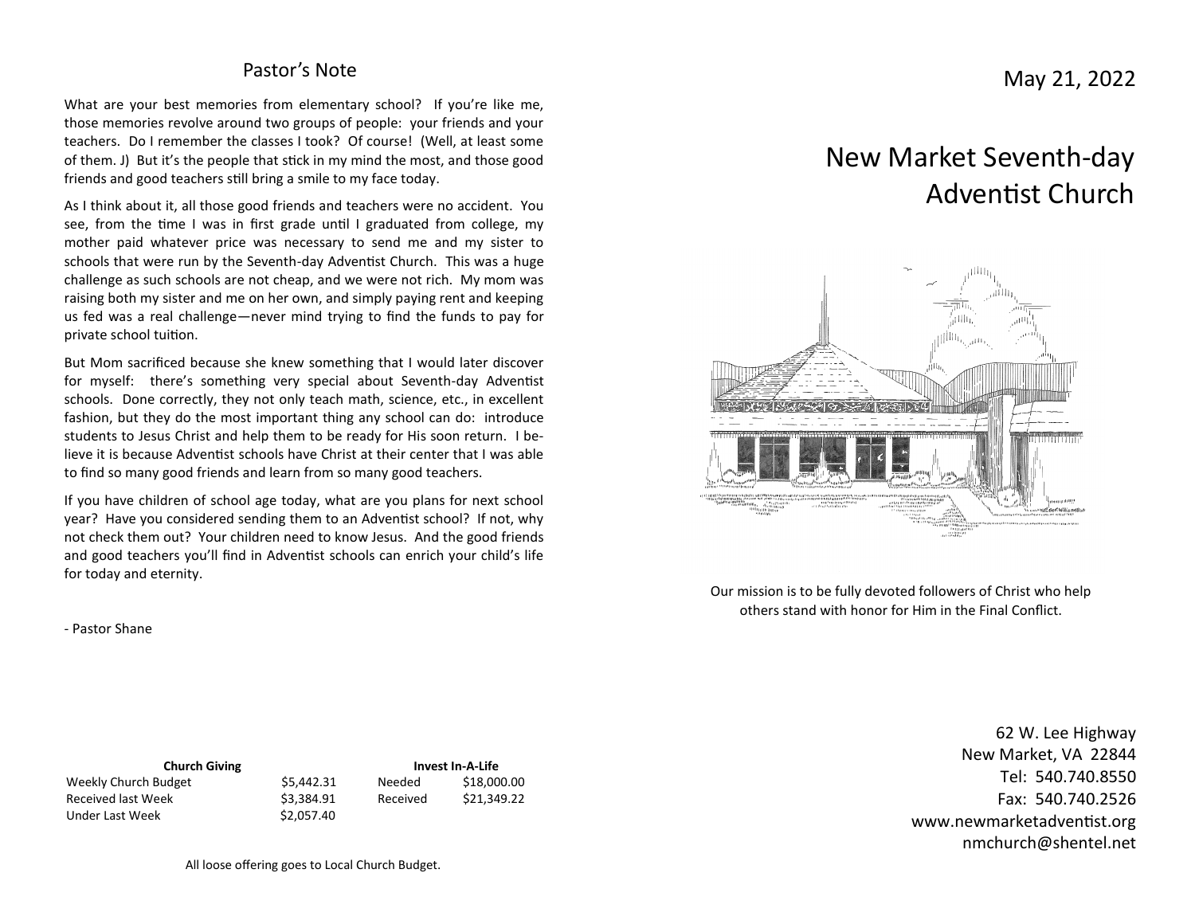## Pastor's Note

What are your best memories from elementary school? If you're like me, those memories revolve around two groups of people: your friends and your teachers. Do I remember the classes I took? Of course! (Well, at least some of them. J) But it's the people that stick in my mind the most, and those good friends and good teachers still bring a smile to my face today.

As I think about it, all those good friends and teachers were no accident. You see, from the time I was in first grade until I graduated from college, my mother paid whatever price was necessary to send me and my sister to schools that were run by the Seventh-day Adventist Church. This was a huge challenge as such schools are not cheap, and we were not rich. My mom was raising both my sister and me on her own, and simply paying rent and keeping us fed was a real challenge—never mind trying to find the funds to pay for private school tuition.

But Mom sacrificed because she knew something that I would later discover for myself: there's something very special about Seventh-day Adventist schools. Done correctly, they not only teach math, science, etc., in excellent fashion, but they do the most important thing any school can do: introduce students to Jesus Christ and help them to be ready for His soon return. I believe it is because Adventist schools have Christ at their center that I was able to find so many good friends and learn from so many good teachers.

If you have children of school age today, what are you plans for next school year? Have you considered sending them to an Adventist school? If not, why not check them out? Your children need to know Jesus. And the good friends and good teachers you'll find in Adventist schools can enrich your child's life for today and eternity.

- Pastor Shane

| **Church Giving** | | **Invest In-A-Life** | |
|---|---|---|---|
| Weekly Church Budget | $5,442.31 | Needed | $18,000.00 |
| Received last Week | $3,384.91 | Received | $21,349.22 |
| Under Last Week | $2,057.40 | | |

All loose offering goes to Local Church Budget.

May 21, 2022

# New Market Seventh-day Adventist Church

Our mission is to be fully devoted followers of Christ who help others stand with honor for Him in the Final Conflict.

62 W. Lee Highway
New Market, VA 22844
Tel: 540.740.8550
Fax: 540.740.2526
www.newmarketadventist.org
nmchurch@shentel.net